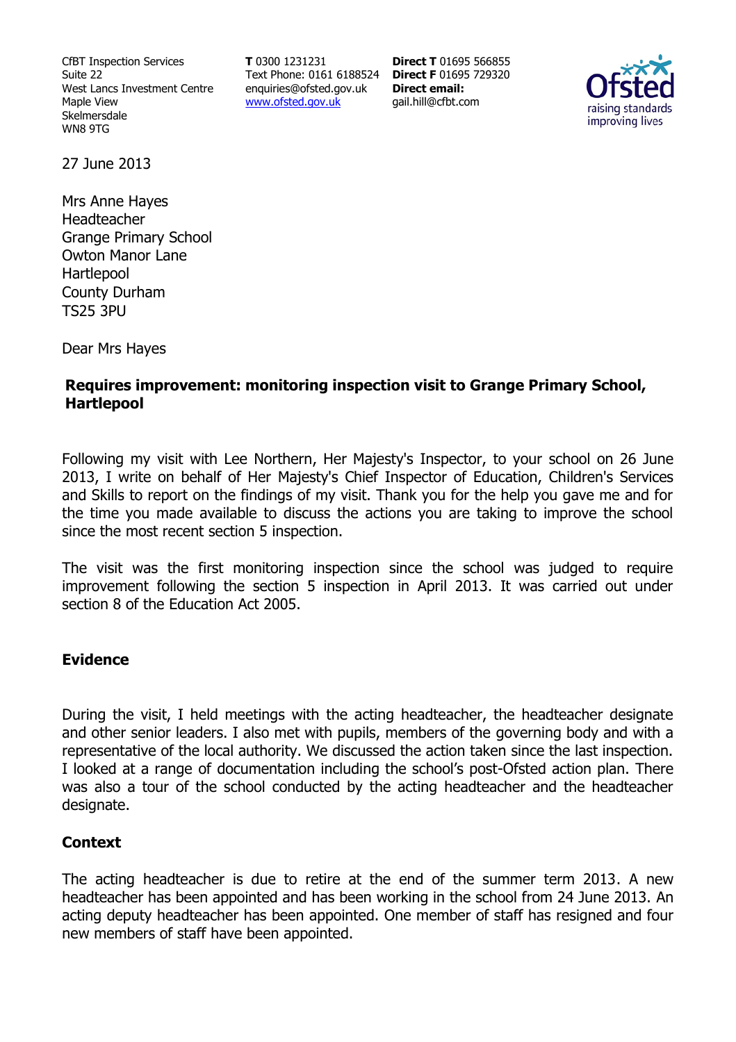CfBT Inspection Services
Suite 22
West Lancs Investment Centre
Maple View
Skelmersdale
WN8 9TG

**T** 0300 1231231
Text Phone: 0161 6188524
enquiries@ofsted.gov.uk
www.ofsted.gov.uk

**Direct T** 01695 566855
**Direct F** 01695 729320
**Direct email:**
gail.hill@cfbt.com

27 June 2013

Mrs Anne Hayes
Headteacher
Grange Primary School
Owton Manor Lane
Hartlepool
County Durham
TS25 3PU

Dear Mrs Hayes

**Requires improvement: monitoring inspection visit to Grange Primary School, Hartlepool**

Following my visit with Lee Northern, Her Majesty's Inspector, to your school on 26 June 2013, I write on behalf of Her Majesty's Chief Inspector of Education, Children's Services and Skills to report on the findings of my visit. Thank you for the help you gave me and for the time you made available to discuss the actions you are taking to improve the school since the most recent section 5 inspection.

The visit was the first monitoring inspection since the school was judged to require improvement following the section 5 inspection in April 2013. It was carried out under section 8 of the Education Act 2005.

## Evidence

During the visit, I held meetings with the acting headteacher, the headteacher designate and other senior leaders. I also met with pupils, members of the governing body and with a representative of the local authority. We discussed the action taken since the last inspection. I looked at a range of documentation including the school's post-Ofsted action plan. There was also a tour of the school conducted by the acting headteacher and the headteacher designate.

## Context

The acting headteacher is due to retire at the end of the summer term 2013. A new headteacher has been appointed and has been working in the school from 24 June 2013. An acting deputy headteacher has been appointed. One member of staff has resigned and four new members of staff have been appointed.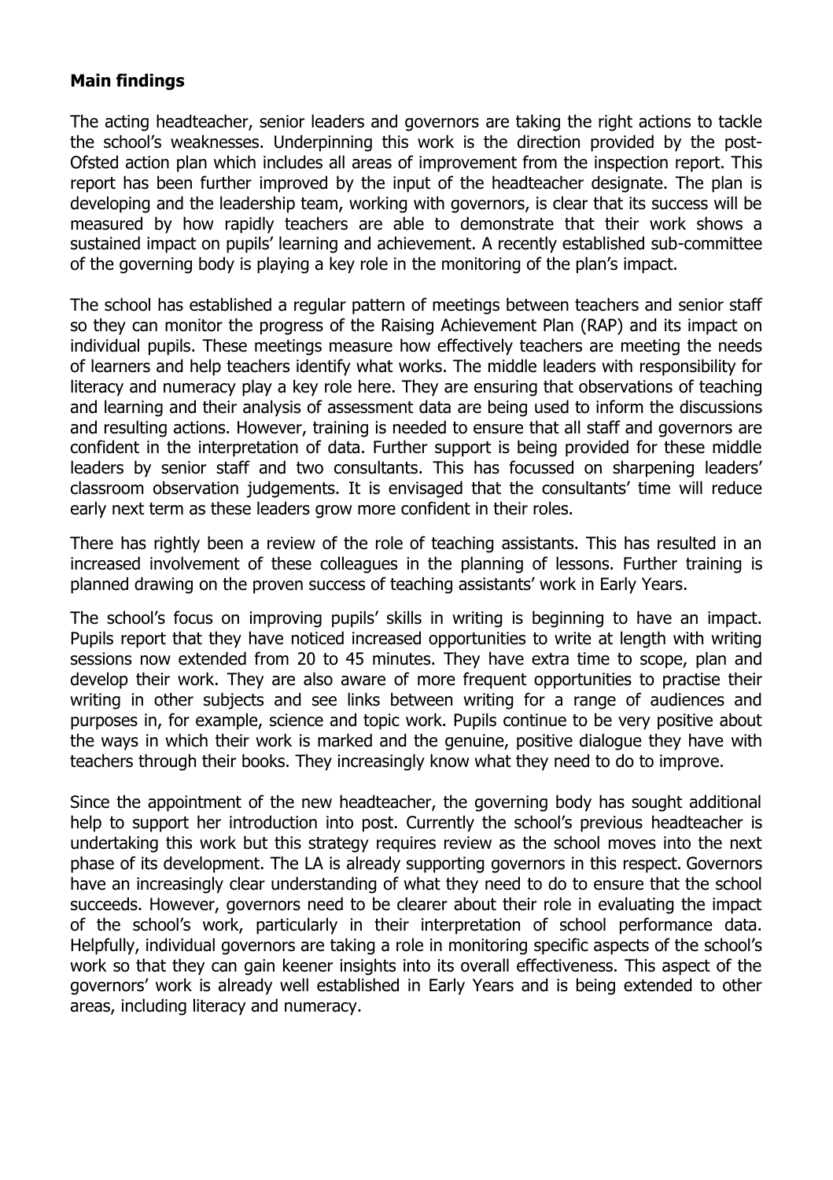**Main findings**

The acting headteacher, senior leaders and governors are taking the right actions to tackle the school's weaknesses. Underpinning this work is the direction provided by the post-Ofsted action plan which includes all areas of improvement from the inspection report. This report has been further improved by the input of the headteacher designate. The plan is developing and the leadership team, working with governors, is clear that its success will be measured by how rapidly teachers are able to demonstrate that their work shows a sustained impact on pupils' learning and achievement. A recently established sub-committee of the governing body is playing a key role in the monitoring of the plan's impact.

The school has established a regular pattern of meetings between teachers and senior staff so they can monitor the progress of the Raising Achievement Plan (RAP) and its impact on individual pupils. These meetings measure how effectively teachers are meeting the needs of learners and help teachers identify what works. The middle leaders with responsibility for literacy and numeracy play a key role here. They are ensuring that observations of teaching and learning and their analysis of assessment data are being used to inform the discussions and resulting actions. However, training is needed to ensure that all staff and governors are confident in the interpretation of data. Further support is being provided for these middle leaders by senior staff and two consultants. This has focussed on sharpening leaders' classroom observation judgements. It is envisaged that the consultants' time will reduce early next term as these leaders grow more confident in their roles.

There has rightly been a review of the role of teaching assistants. This has resulted in an increased involvement of these colleagues in the planning of lessons. Further training is planned drawing on the proven success of teaching assistants' work in Early Years.

The school's focus on improving pupils' skills in writing is beginning to have an impact. Pupils report that they have noticed increased opportunities to write at length with writing sessions now extended from 20 to 45 minutes. They have extra time to scope, plan and develop their work. They are also aware of more frequent opportunities to practise their writing in other subjects and see links between writing for a range of audiences and purposes in, for example, science and topic work. Pupils continue to be very positive about the ways in which their work is marked and the genuine, positive dialogue they have with teachers through their books. They increasingly know what they need to do to improve.

Since the appointment of the new headteacher, the governing body has sought additional help to support her introduction into post. Currently the school's previous headteacher is undertaking this work but this strategy requires review as the school moves into the next phase of its development. The LA is already supporting governors in this respect. Governors have an increasingly clear understanding of what they need to do to ensure that the school succeeds. However, governors need to be clearer about their role in evaluating the impact of the school's work, particularly in their interpretation of school performance data. Helpfully, individual governors are taking a role in monitoring specific aspects of the school's work so that they can gain keener insights into its overall effectiveness. This aspect of the governors' work is already well established in Early Years and is being extended to other areas, including literacy and numeracy.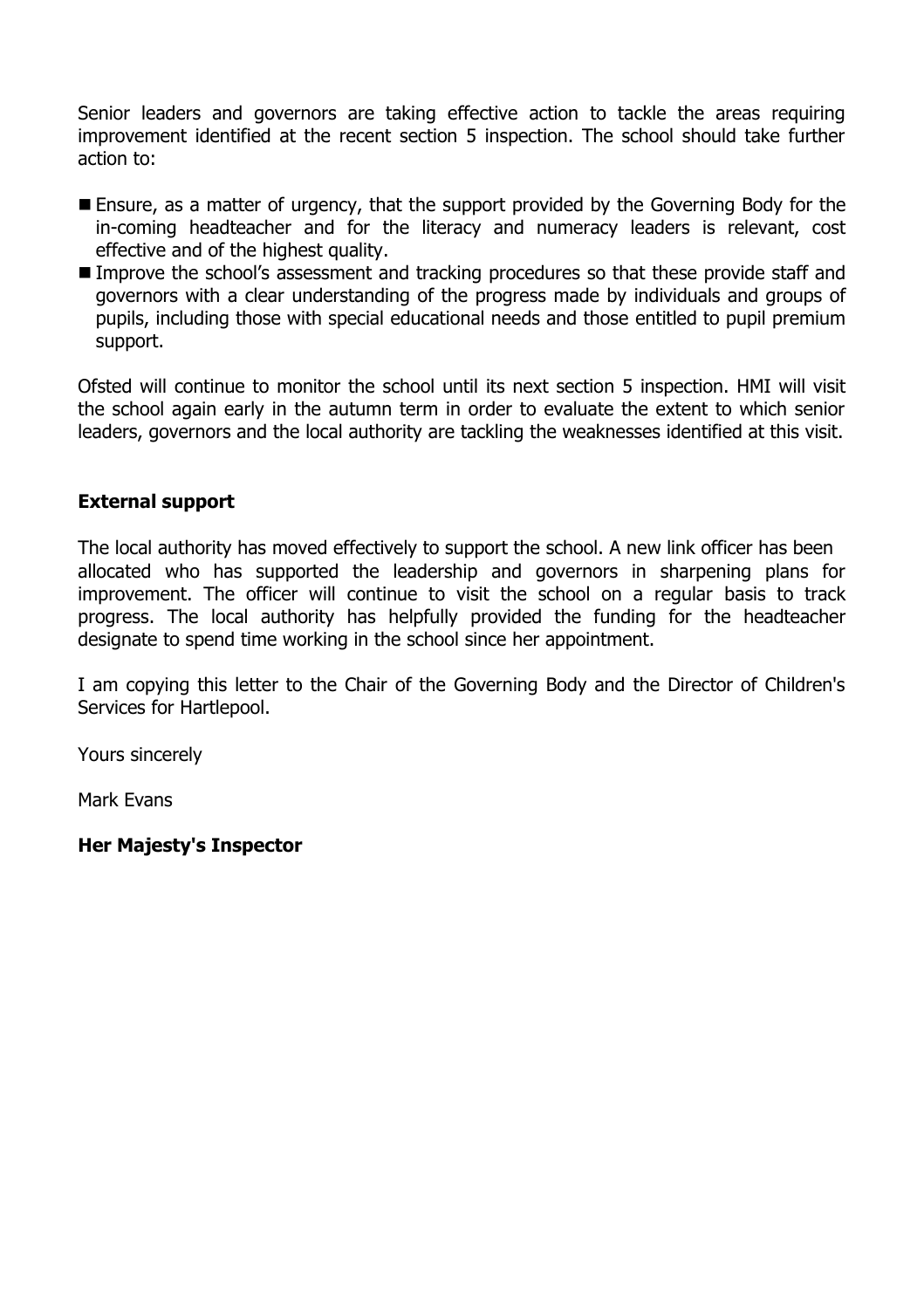Senior leaders and governors are taking effective action to tackle the areas requiring improvement identified at the recent section 5 inspection. The school should take further action to:

- Ensure, as a matter of urgency, that the support provided by the Governing Body for the in-coming headteacher and for the literacy and numeracy leaders is relevant, cost effective and of the highest quality.
- Improve the school's assessment and tracking procedures so that these provide staff and governors with a clear understanding of the progress made by individuals and groups of pupils, including those with special educational needs and those entitled to pupil premium support.

Ofsted will continue to monitor the school until its next section 5 inspection. HMI will visit the school again early in the autumn term in order to evaluate the extent to which senior leaders, governors and the local authority are tackling the weaknesses identified at this visit.

**External support**

The local authority has moved effectively to support the school. A new link officer has been allocated who has supported the leadership and governors in sharpening plans for improvement. The officer will continue to visit the school on a regular basis to track progress. The local authority has helpfully provided the funding for the headteacher designate to spend time working in the school since her appointment.

I am copying this letter to the Chair of the Governing Body and the Director of Children's Services for Hartlepool.

Yours sincerely

Mark Evans

**Her Majesty's Inspector**